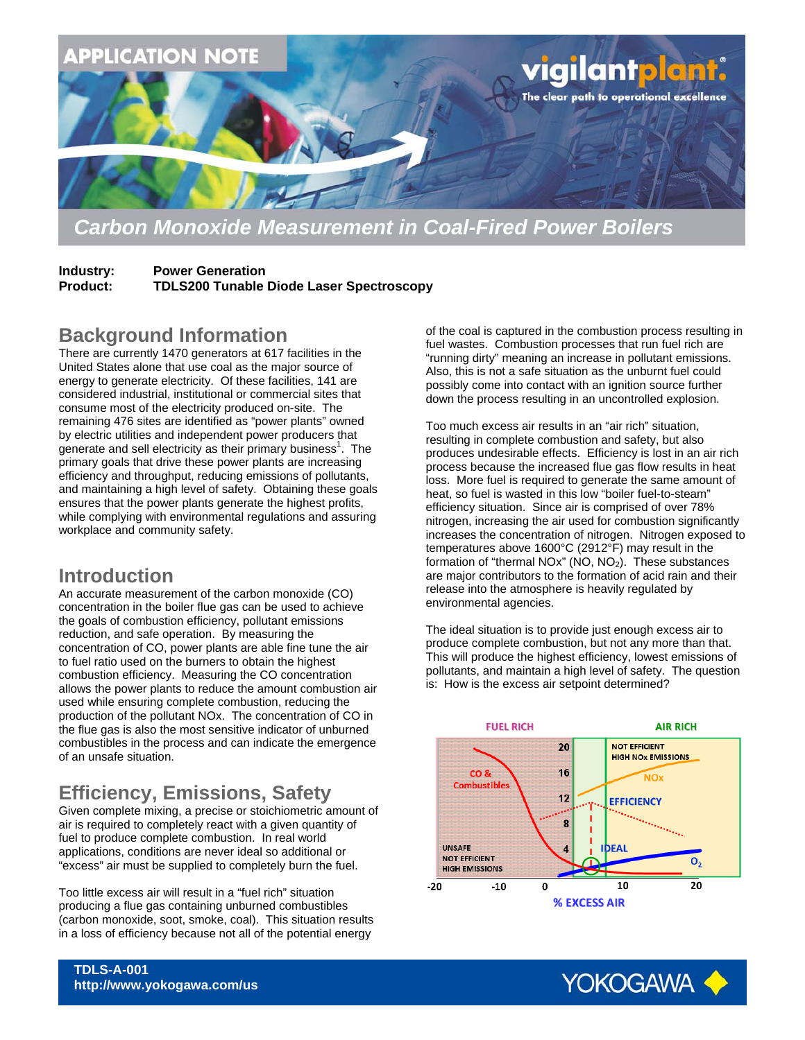# Carbon Monoxide Measurement in Coal-Fired Power Boilers

**Industry:** Power Generation
**Product:** TDLS200 Tunable Diode Laser Spectroscopy

## Background Information

There are currently 1470 generators at 617 facilities in the United States alone that use coal as the major source of energy to generate electricity. Of these facilities, 141 are considered industrial, institutional or commercial sites that consume most of the electricity produced on-site. The remaining 476 sites are identified as "power plants" owned by electric utilities and independent power producers that generate and sell electricity as their primary business[1]. The primary goals that drive these power plants are increasing efficiency and throughput, reducing emissions of pollutants, and maintaining a high level of safety. Obtaining these goals ensures that the power plants generate the highest profits, while complying with environmental regulations and assuring workplace and community safety.

## Introduction

An accurate measurement of the carbon monoxide (CO) concentration in the boiler flue gas can be used to achieve the goals of combustion efficiency, pollutant emissions reduction, and safe operation. By measuring the concentration of CO, power plants are able fine tune the air to fuel ratio used on the burners to obtain the highest combustion efficiency. Measuring the CO concentration allows the power plants to reduce the amount combustion air used while ensuring complete combustion, reducing the production of the pollutant NOx. The concentration of CO in the flue gas is also the most sensitive indicator of unburned combustibles in the process and can indicate the emergence of an unsafe situation.

## Efficiency, Emissions, Safety

Given complete mixing, a precise or stoichiometric amount of air is required to completely react with a given quantity of fuel to produce complete combustion. In real world applications, conditions are never ideal so additional or "excess" air must be supplied to completely burn the fuel.

Too little excess air will result in a "fuel rich" situation producing a flue gas containing unburned combustibles (carbon monoxide, soot, smoke, coal). This situation results in a loss of efficiency because not all of the potential energy of the coal is captured in the combustion process resulting in fuel wastes. Combustion processes that run fuel rich are "running dirty" meaning an increase in pollutant emissions. Also, this is not a safe situation as the unburnt fuel could possibly come into contact with an ignition source further down the process resulting in an uncontrolled explosion.

Too much excess air results in an "air rich" situation, resulting in complete combustion and safety, but also produces undesirable effects. Efficiency is lost in an air rich process because the increased flue gas flow results in heat loss. More fuel is required to generate the same amount of heat, so fuel is wasted in this low "boiler fuel-to-steam" efficiency situation. Since air is comprised of over 78% nitrogen, increasing the air used for combustion significantly increases the concentration of nitrogen. Nitrogen exposed to temperatures above 1600°C (2912°F) may result in the formation of "thermal NOx" (NO, $NO_2$). These substances are major contributors to the formation of acid rain and their release into the atmosphere is heavily regulated by environmental agencies.

The ideal situation is to provide just enough excess air to produce complete combustion, but not any more than that. This will produce the highest efficiency, lowest emissions of pollutants, and maintain a high level of safety. The question is: How is the excess air setpoint determined?

FUEL RICH | AIR RICH

CO & Combustibles — UNSAFE, NOT EFFICIENT, HIGH EMISSIONS

NOT EFFICIENT, HIGH NOx EMISSIONS — NOx, EFFICIENCY, IDEAL, $O_2$

% EXCESS AIR (-20, -10, 0, 10, 20)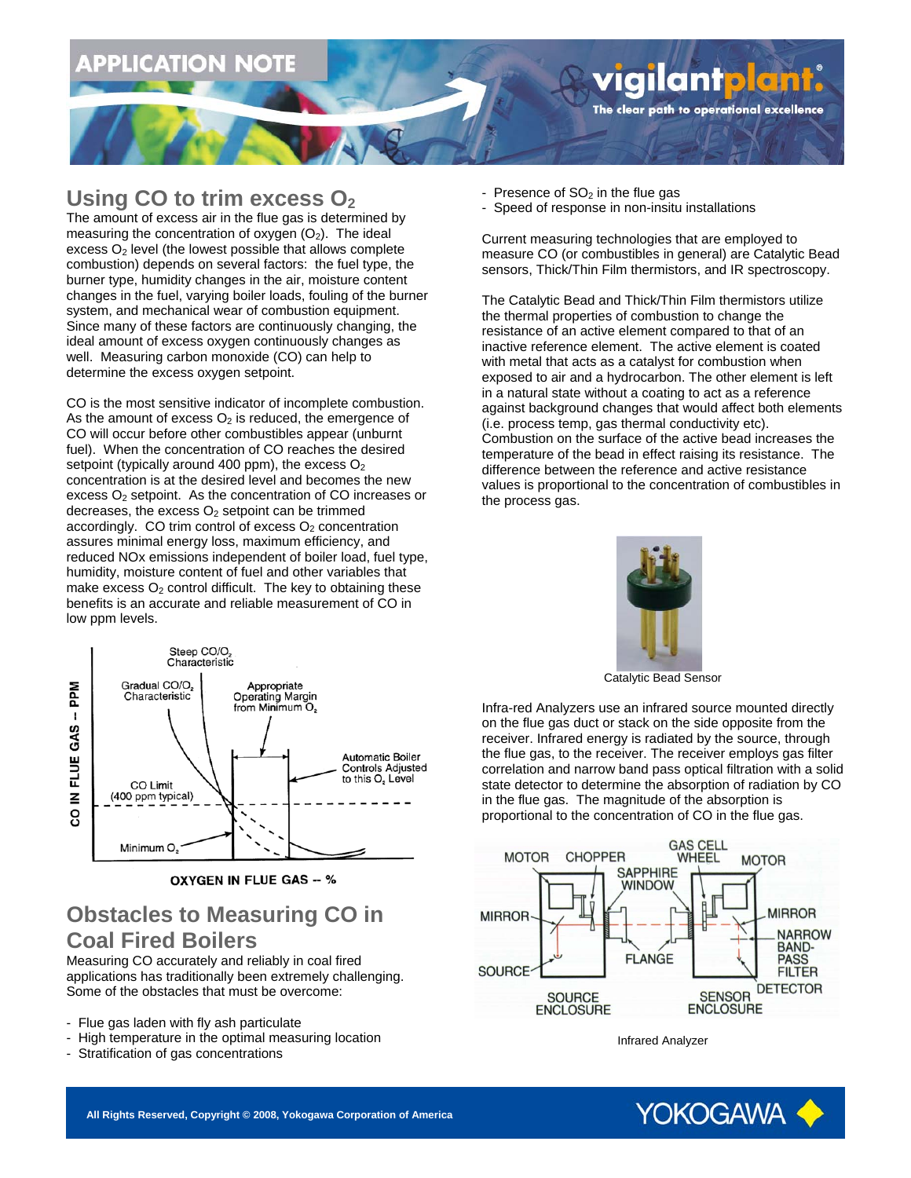# APPLICATION NOTE

## Using CO to trim excess $O_2$

The amount of excess air in the flue gas is determined by measuring the concentration of oxygen ($O_2$). The ideal excess $O_2$ level (the lowest possible that allows complete combustion) depends on several factors: the fuel type, the burner type, humidity changes in the air, moisture content changes in the fuel, varying boiler loads, fouling of the burner system, and mechanical wear of combustion equipment. Since many of these factors are continuously changing, the ideal amount of excess oxygen continuously changes as well. Measuring carbon monoxide (CO) can help to determine the excess oxygen setpoint.

CO is the most sensitive indicator of incomplete combustion. As the amount of excess $O_2$ is reduced, the emergence of CO will occur before other combustibles appear (unburnt fuel). When the concentration of CO reaches the desired setpoint (typically around 400 ppm), the excess $O_2$ concentration is at the desired level and becomes the new excess $O_2$ setpoint. As the concentration of CO increases or decreases, the excess $O_2$ setpoint can be trimmed accordingly. CO trim control of excess $O_2$ concentration assures minimal energy loss, maximum efficiency, and reduced NOx emissions independent of boiler load, fuel type, humidity, moisture content of fuel and other variables that make excess $O_2$ control difficult. The key to obtaining these benefits is an accurate and reliable measurement of CO in low ppm levels.

## Obstacles to Measuring CO in Coal Fired Boilers

Measuring CO accurately and reliably in coal fired applications has traditionally been extremely challenging. Some of the obstacles that must be overcome:

- Flue gas laden with fly ash particulate
- High temperature in the optimal measuring location
- Stratification of gas concentrations
- Presence of $SO_2$ in the flue gas
- Speed of response in non-insitu installations

Current measuring technologies that are employed to measure CO (or combustibles in general) are Catalytic Bead sensors, Thick/Thin Film thermistors, and IR spectroscopy.

The Catalytic Bead and Thick/Thin Film thermistors utilize the thermal properties of combustion to change the resistance of an active element compared to that of an inactive reference element. The active element is coated with metal that acts as a catalyst for combustion when exposed to air and a hydrocarbon. The other element is left in a natural state without a coating to act as a reference against background changes that would affect both elements (i.e. process temp, gas thermal conductivity etc). Combustion on the surface of the active bead increases the temperature of the bead in effect raising its resistance. The difference between the reference and active resistance values is proportional to the concentration of combustibles in the process gas.

Catalytic Bead Sensor

Infra-red Analyzers use an infrared source mounted directly on the flue gas duct or stack on the side opposite from the receiver. Infrared energy is radiated by the source, through the flue gas, to the receiver. The receiver employs gas filter correlation and narrow band pass optical filtration with a solid state detector to determine the absorption of radiation by CO in the flue gas. The magnitude of the absorption is proportional to the concentration of CO in the flue gas.

Infrared Analyzer

All Rights Reserved, Copyright © 2008, Yokogawa Corporation of America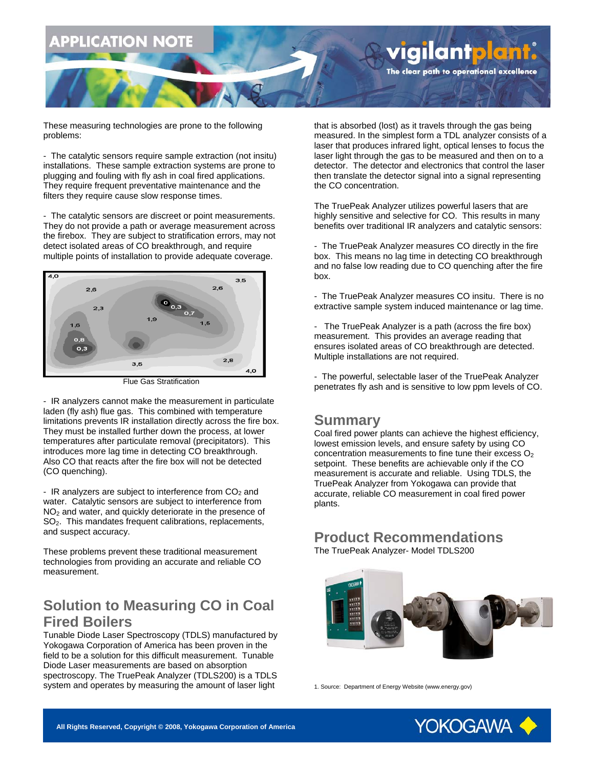These measuring technologies are prone to the following problems:

- The catalytic sensors require sample extraction (not insitu) installations. These sample extraction systems are prone to plugging and fouling with fly ash in coal fired applications. They require frequent preventative maintenance and the filters they require cause slow response times.

- The catalytic sensors are discreet or point measurements. They do not provide a path or average measurement across the firebox. They are subject to stratification errors, may not detect isolated areas of CO breakthrough, and require multiple points of installation to provide adequate coverage.

4,0
3,5
2,6
2,6
0
0,3
0,7
2,3
1,9
1,5
1,6
0,8
0,3
3,5
2,8
4,0

Flue Gas Stratification

- IR analyzers cannot make the measurement in particulate laden (fly ash) flue gas. This combined with temperature limitations prevents IR installation directly across the fire box. They must be installed further down the process, at lower temperatures after particulate removal (precipitators). This introduces more lag time in detecting CO breakthrough. Also CO that reacts after the fire box will not be detected (CO quenching).

- IR analyzers are subject to interference from $CO_2$ and water. Catalytic sensors are subject to interference from $NO_2$ and water, and quickly deteriorate in the presence of $SO_2$. This mandates frequent calibrations, replacements, and suspect accuracy.

These problems prevent these traditional measurement technologies from providing an accurate and reliable CO measurement.

## Solution to Measuring CO in Coal Fired Boilers

Tunable Diode Laser Spectroscopy (TDLS) manufactured by Yokogawa Corporation of America has been proven in the field to be a solution for this difficult measurement. Tunable Diode Laser measurements are based on absorption spectroscopy. The TruePeak Analyzer (TDLS200) is a TDLS system and operates by measuring the amount of laser light that is absorbed (lost) as it travels through the gas being measured. In the simplest form a TDL analyzer consists of a laser that produces infrared light, optical lenses to focus the laser light through the gas to be measured and then on to a detector. The detector and electronics that control the laser then translate the detector signal into a signal representing the CO concentration.

The TruePeak Analyzer utilizes powerful lasers that are highly sensitive and selective for CO. This results in many benefits over traditional IR analyzers and catalytic sensors:

- The TruePeak Analyzer measures CO directly in the fire box. This means no lag time in detecting CO breakthrough and no false low reading due to CO quenching after the fire box.

- The TruePeak Analyzer measures CO insitu. There is no extractive sample system induced maintenance or lag time.

- The TruePeak Analyzer is a path (across the fire box) measurement. This provides an average reading that ensures isolated areas of CO breakthrough are detected. Multiple installations are not required.

- The powerful, selectable laser of the TruePeak Analyzer penetrates fly ash and is sensitive to low ppm levels of CO.

## Summary

Coal fired power plants can achieve the highest efficiency, lowest emission levels, and ensure safety by using CO concentration measurements to fine tune their excess $O_2$ setpoint. These benefits are achievable only if the CO measurement is accurate and reliable. Using TDLS, the TruePeak Analyzer from Yokogawa can provide that accurate, reliable CO measurement in coal fired power plants.

## Product Recommendations

The TruePeak Analyzer- Model TDLS200

1. Source: Department of Energy Website (www.energy.gov)